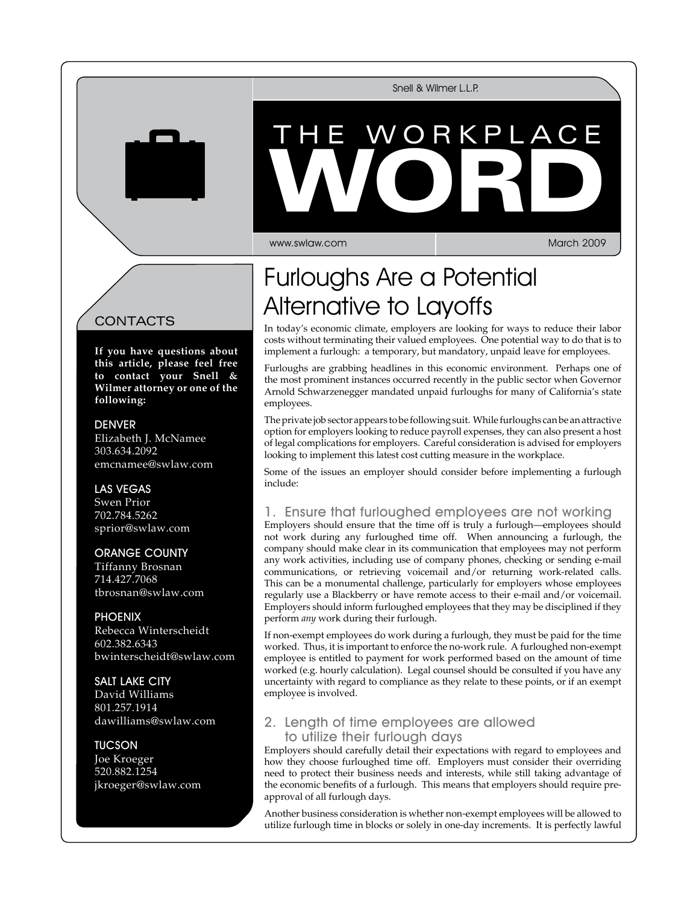Snell & Wilmer L.L.P.

# THE WORKPLACE WORD

www.swlaw.com

March 2009

## CONTACTS

**If you have questions about this article, please feel free to contact your Snell & Wilmer attorney or one of the following:**

DENVER
Elizabeth J. McNamee
303.634.2092
emcnamee@swlaw.com

LAS VEGAS
Swen Prior
702.784.5262
sprior@swlaw.com

ORANGE COUNTY
Tiffanny Brosnan
714.427.7068
tbrosnan@swlaw.com

PHOENIX
Rebecca Winterscheidt
602.382.6343
bwinterscheidt@swlaw.com

SALT LAKE CITY
David Williams
801.257.1914
dawilliams@swlaw.com

TUCSON
Joe Kroeger
520.882.1254
jkroeger@swlaw.com

## Furloughs Are a Potential Alternative to Layoffs

In today's economic climate, employers are looking for ways to reduce their labor costs without terminating their valued employees. One potential way to do that is to implement a furlough: a temporary, but mandatory, unpaid leave for employees.

Furloughs are grabbing headlines in this economic environment. Perhaps one of the most prominent instances occurred recently in the public sector when Governor Arnold Schwarzenegger mandated unpaid furloughs for many of California's state employees.

The private job sector appears to be following suit. While furloughs can be an attractive option for employers looking to reduce payroll expenses, they can also present a host of legal complications for employers. Careful consideration is advised for employers looking to implement this latest cost cutting measure in the workplace.

Some of the issues an employer should consider before implementing a furlough include:

### 1. Ensure that furloughed employees are not working

Employers should ensure that the time off is truly a furlough—employees should not work during any furloughed time off. When announcing a furlough, the company should make clear in its communication that employees may not perform any work activities, including use of company phones, checking or sending e-mail communications, or retrieving voicemail and/or returning work-related calls. This can be a monumental challenge, particularly for employers whose employees regularly use a Blackberry or have remote access to their e-mail and/or voicemail. Employers should inform furloughed employees that they may be disciplined if they perform *any* work during their furlough.

If non-exempt employees do work during a furlough, they must be paid for the time worked. Thus, it is important to enforce the no-work rule. A furloughed non-exempt employee is entitled to payment for work performed based on the amount of time worked (e.g. hourly calculation). Legal counsel should be consulted if you have any uncertainty with regard to compliance as they relate to these points, or if an exempt employee is involved.

### 2. Length of time employees are allowed to utilize their furlough days

Employers should carefully detail their expectations with regard to employees and how they choose furloughed time off. Employers must consider their overriding need to protect their business needs and interests, while still taking advantage of the economic benefits of a furlough. This means that employers should require pre-approval of all furlough days.

Another business consideration is whether non-exempt employees will be allowed to utilize furlough time in blocks or solely in one-day increments. It is perfectly lawful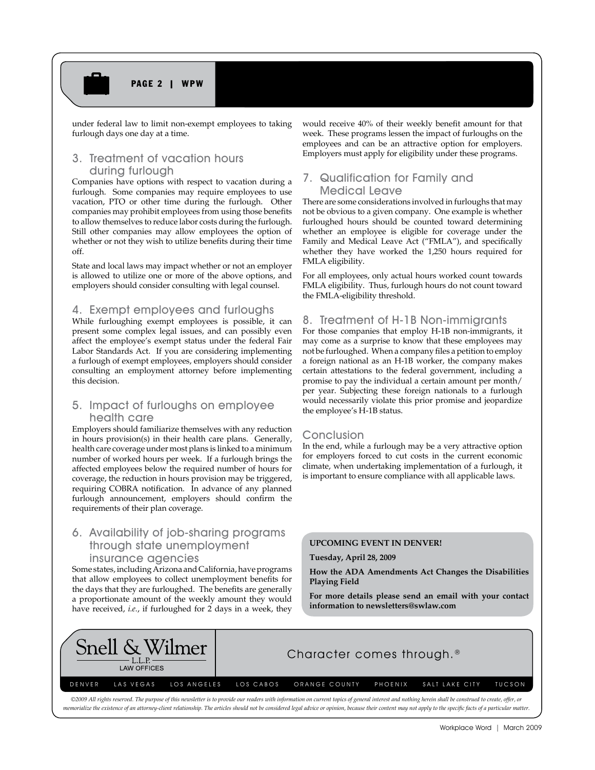under federal law to limit non-exempt employees to taking furlough days one day at a time.

## 3. Treatment of vacation hours during furlough

Companies have options with respect to vacation during a furlough. Some companies may require employees to use vacation, PTO or other time during the furlough. Other companies may prohibit employees from using those benefits to allow themselves to reduce labor costs during the furlough. Still other companies may allow employees the option of whether or not they wish to utilize benefits during their time off.

State and local laws may impact whether or not an employer is allowed to utilize one or more of the above options, and employers should consider consulting with legal counsel.

## 4. Exempt employees and furloughs

While furloughing exempt employees is possible, it can present some complex legal issues, and can possibly even affect the employee's exempt status under the federal Fair Labor Standards Act. If you are considering implementing a furlough of exempt employees, employers should consider consulting an employment attorney before implementing this decision.

## 5. Impact of furloughs on employee health care

Employers should familiarize themselves with any reduction in hours provision(s) in their health care plans. Generally, health care coverage under most plans is linked to a minimum number of worked hours per week. If a furlough brings the affected employees below the required number of hours for coverage, the reduction in hours provision may be triggered, requiring COBRA notification. In advance of any planned furlough announcement, employers should confirm the requirements of their plan coverage.

## 6. Availability of job-sharing programs through state unemployment insurance agencies

Some states, including Arizona and California, have programs that allow employees to collect unemployment benefits for the days that they are furloughed. The benefits are generally a proportionate amount of the weekly amount they would have received, *i.e.*, if furloughed for 2 days in a week, they would receive 40% of their weekly benefit amount for that week. These programs lessen the impact of furloughs on the employees and can be an attractive option for employers. Employers must apply for eligibility under these programs.

## 7. Qualification for Family and Medical Leave

There are some considerations involved in furloughs that may not be obvious to a given company. One example is whether furloughed hours should be counted toward determining whether an employee is eligible for coverage under the Family and Medical Leave Act ("FMLA"), and specifically whether they have worked the 1,250 hours required for FMLA eligibility.

For all employees, only actual hours worked count towards FMLA eligibility. Thus, furlough hours do not count toward the FMLA-eligibility threshold.

## 8. Treatment of H-1B Non-immigrants

For those companies that employ H-1B non-immigrants, it may come as a surprise to know that these employees may not be furloughed. When a company files a petition to employ a foreign national as an H-1B worker, the company makes certain attestations to the federal government, including a promise to pay the individual a certain amount per month/per year. Subjecting these foreign nationals to a furlough would necessarily violate this prior promise and jeopardize the employee's H-1B status.

## Conclusion

In the end, while a furlough may be a very attractive option for employers forced to cut costs in the current economic climate, when undertaking implementation of a furlough, it is important to ensure compliance with all applicable laws.

**UPCOMING EVENT IN DENVER!**

**Tuesday, April 28, 2009**

**How the ADA Amendments Act Changes the Disabilities Playing Field**

**For more details please send an email with your contact information to newsletters@swlaw.com**

Snell & Wilmer L.L.P. LAW OFFICES

Character comes through.®

DENVER LAS VEGAS LOS ANGELES LOS CABOS ORANGE COUNTY PHOENIX SALT LAKE CITY TUCSON

*©2009 All rights reserved. The purpose of this newsletter is to provide our readers with information on current topics of general interest and nothing herein shall be construed to create, offer, or memorialize the existence of an attorney-client relationship. The articles should not be considered legal advice or opinion, because their content may not apply to the specific facts of a particular matter.*